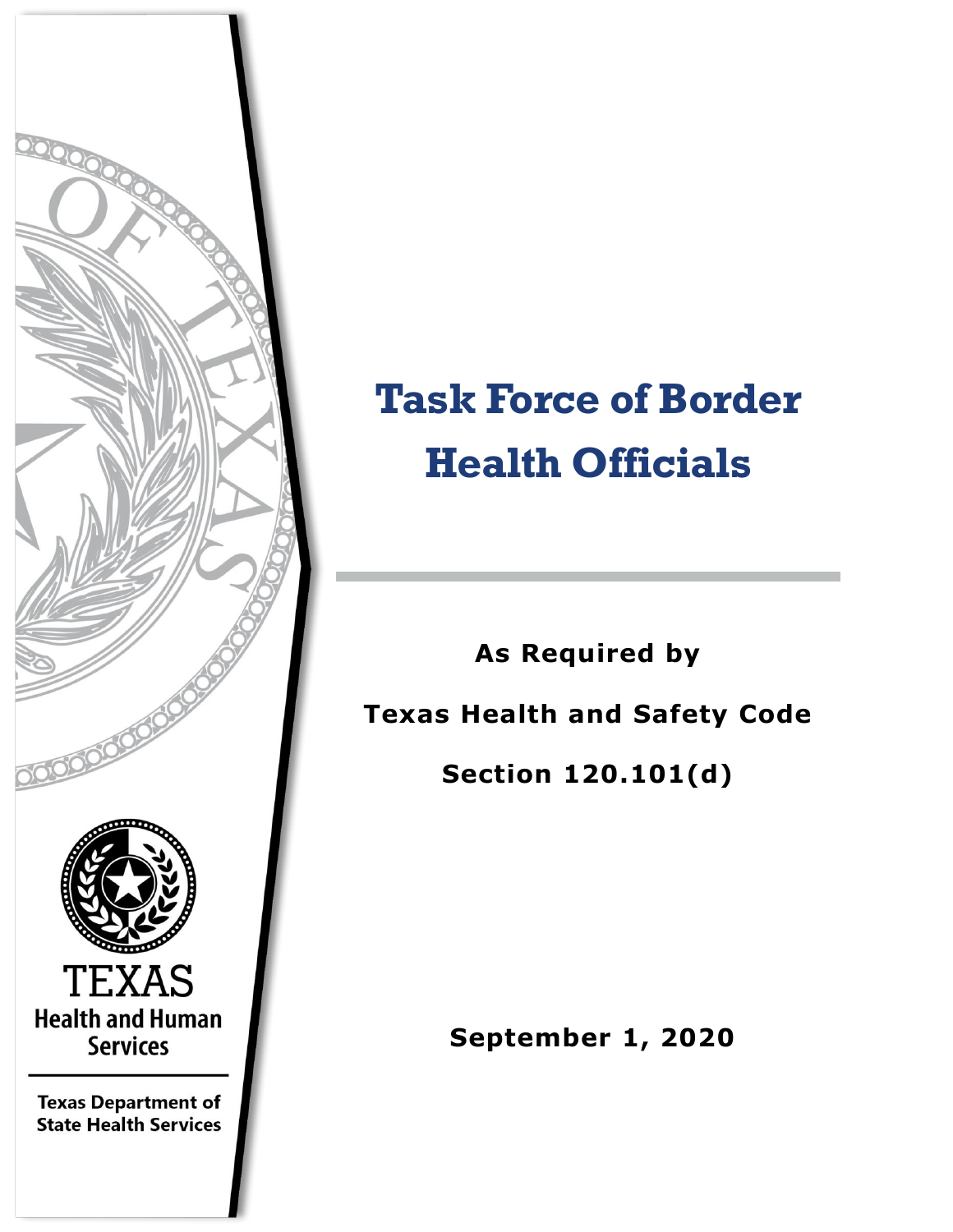# Task Force of Border Health Officials

**As Required by**

**Texas Health and Safety Code**

**Section 120.101(d)**

**September 1, 2020**

TEXAS
Health and Human Services

Texas Department of State Health Services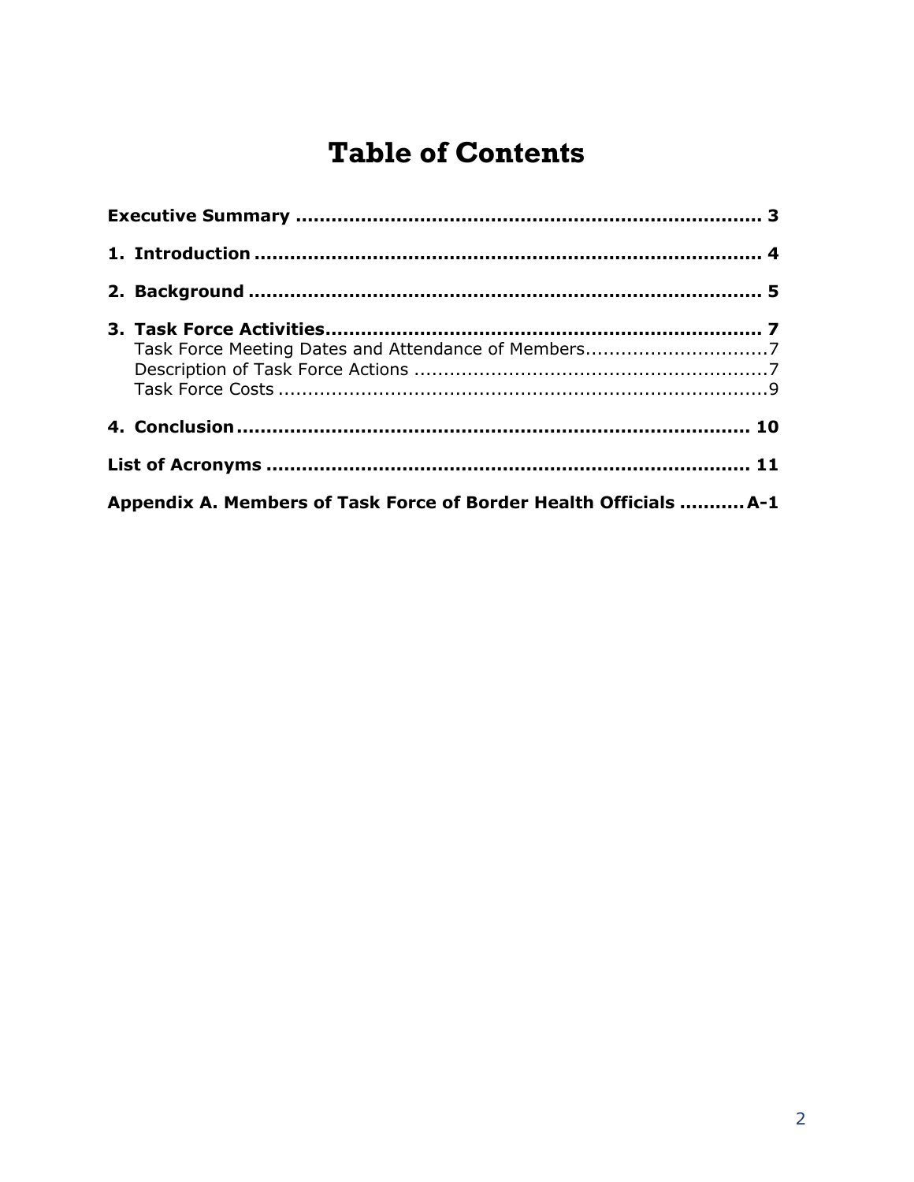# Table of Contents

**Executive Summary** ............................................................................ **3**

**1. Introduction** ................................................................................... **4**

**2. Background** .................................................................................... **5**

**3. Task Force Activities** ....................................................................... **7**

- Task Force Meeting Dates and Attendance of Members..............................7
- Description of Task Force Actions ............................................................7
- Task Force Costs ....................................................................................9

**4. Conclusion** ..................................................................................... **10**

**List of Acronyms** ................................................................................ **11**

**Appendix A. Members of Task Force of Border Health Officials** .......... **A-1**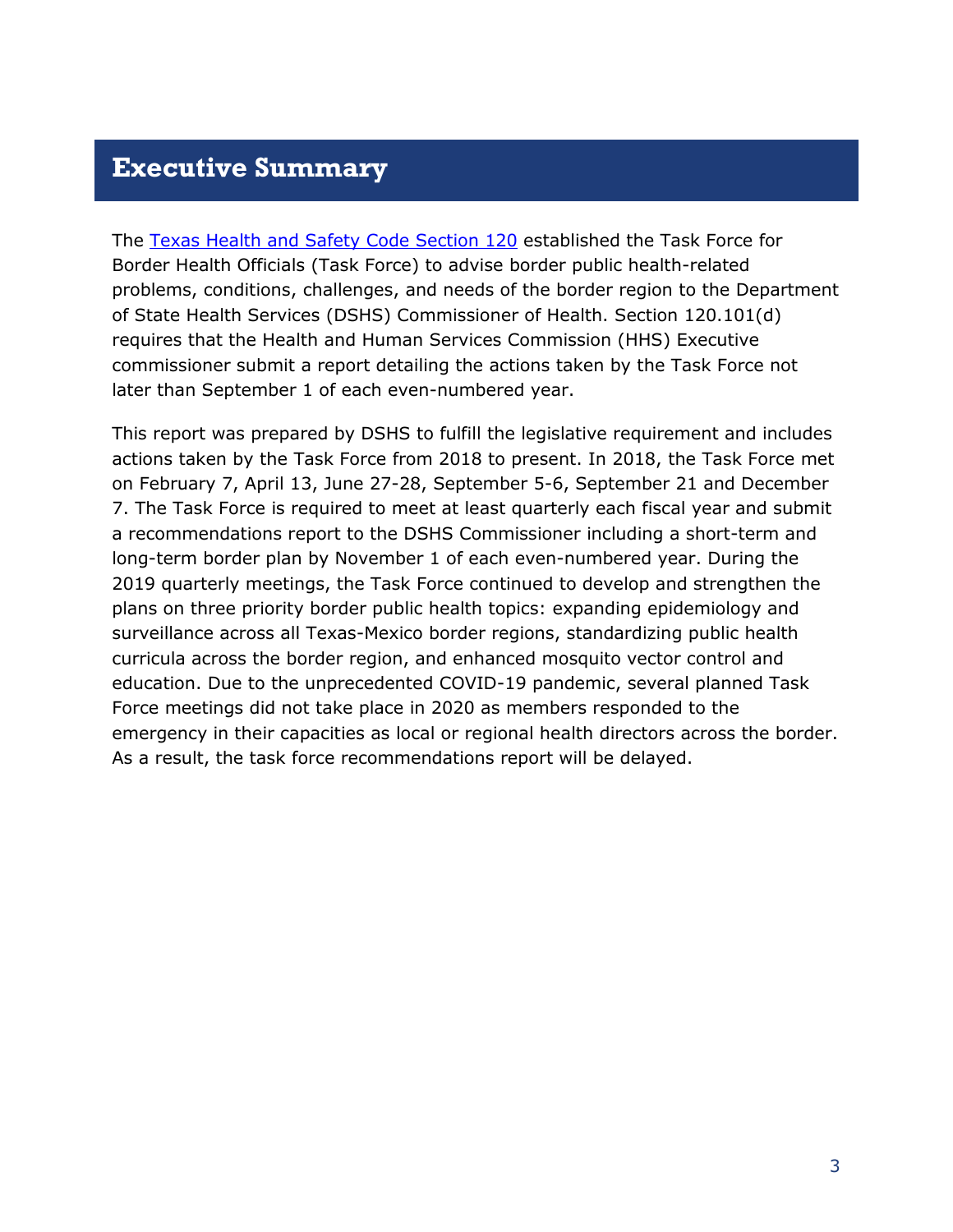# Executive Summary

The [Texas Health and Safety Code Section 120](Texas Health and Safety Code Section 120) established the Task Force for Border Health Officials (Task Force) to advise border public health-related problems, conditions, challenges, and needs of the border region to the Department of State Health Services (DSHS) Commissioner of Health. Section 120.101(d) requires that the Health and Human Services Commission (HHS) Executive commissioner submit a report detailing the actions taken by the Task Force not later than September 1 of each even-numbered year.

This report was prepared by DSHS to fulfill the legislative requirement and includes actions taken by the Task Force from 2018 to present. In 2018, the Task Force met on February 7, April 13, June 27-28, September 5-6, September 21 and December 7. The Task Force is required to meet at least quarterly each fiscal year and submit a recommendations report to the DSHS Commissioner including a short-term and long-term border plan by November 1 of each even-numbered year. During the 2019 quarterly meetings, the Task Force continued to develop and strengthen the plans on three priority border public health topics: expanding epidemiology and surveillance across all Texas-Mexico border regions, standardizing public health curricula across the border region, and enhanced mosquito vector control and education. Due to the unprecedented COVID-19 pandemic, several planned Task Force meetings did not take place in 2020 as members responded to the emergency in their capacities as local or regional health directors across the border. As a result, the task force recommendations report will be delayed.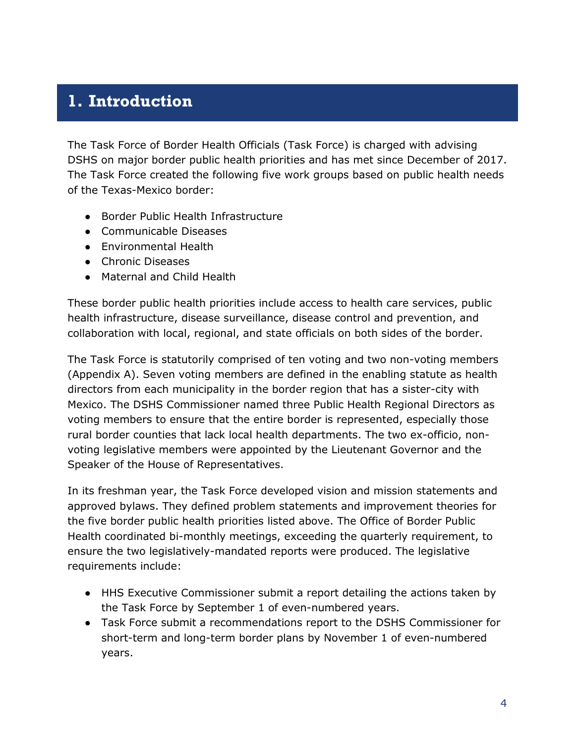# 1. Introduction

The Task Force of Border Health Officials (Task Force) is charged with advising DSHS on major border public health priorities and has met since December of 2017. The Task Force created the following five work groups based on public health needs of the Texas-Mexico border:

- Border Public Health Infrastructure
- Communicable Diseases
- Environmental Health
- Chronic Diseases
- Maternal and Child Health

These border public health priorities include access to health care services, public health infrastructure, disease surveillance, disease control and prevention, and collaboration with local, regional, and state officials on both sides of the border.

The Task Force is statutorily comprised of ten voting and two non-voting members (Appendix A). Seven voting members are defined in the enabling statute as health directors from each municipality in the border region that has a sister-city with Mexico. The DSHS Commissioner named three Public Health Regional Directors as voting members to ensure that the entire border is represented, especially those rural border counties that lack local health departments. The two ex-officio, non-voting legislative members were appointed by the Lieutenant Governor and the Speaker of the House of Representatives.

In its freshman year, the Task Force developed vision and mission statements and approved bylaws. They defined problem statements and improvement theories for the five border public health priorities listed above. The Office of Border Public Health coordinated bi-monthly meetings, exceeding the quarterly requirement, to ensure the two legislatively-mandated reports were produced. The legislative requirements include:

- HHS Executive Commissioner submit a report detailing the actions taken by the Task Force by September 1 of even-numbered years.
- Task Force submit a recommendations report to the DSHS Commissioner for short-term and long-term border plans by November 1 of even-numbered years.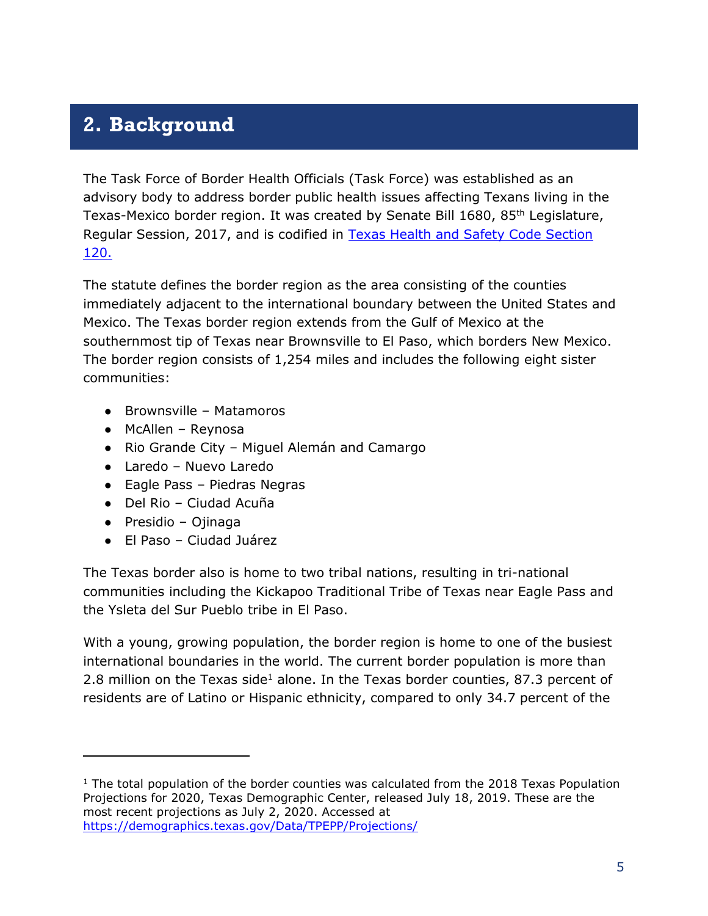## 2. Background

The Task Force of Border Health Officials (Task Force) was established as an advisory body to address border public health issues affecting Texans living in the Texas-Mexico border region. It was created by Senate Bill 1680, 85th Legislature, Regular Session, 2017, and is codified in [Texas Health and Safety Code Section 120.](#)

The statute defines the border region as the area consisting of the counties immediately adjacent to the international boundary between the United States and Mexico. The Texas border region extends from the Gulf of Mexico at the southernmost tip of Texas near Brownsville to El Paso, which borders New Mexico. The border region consists of 1,254 miles and includes the following eight sister communities:

- Brownsville – Matamoros
- McAllen – Reynosa
- Rio Grande City – Miguel Alemán and Camargo
- Laredo – Nuevo Laredo
- Eagle Pass – Piedras Negras
- Del Rio – Ciudad Acuña
- Presidio – Ojinaga
- El Paso – Ciudad Juárez

The Texas border also is home to two tribal nations, resulting in tri-national communities including the Kickapoo Traditional Tribe of Texas near Eagle Pass and the Ysleta del Sur Pueblo tribe in El Paso.

With a young, growing population, the border region is home to one of the busiest international boundaries in the world. The current border population is more than 2.8 million on the Texas side[1] alone. In the Texas border counties, 87.3 percent of residents are of Latino or Hispanic ethnicity, compared to only 34.7 percent of the

---

[1] The total population of the border counties was calculated from the 2018 Texas Population Projections for 2020, Texas Demographic Center, released July 18, 2019. These are the most recent projections as July 2, 2020. Accessed at https://demographics.texas.gov/Data/TPEPP/Projections/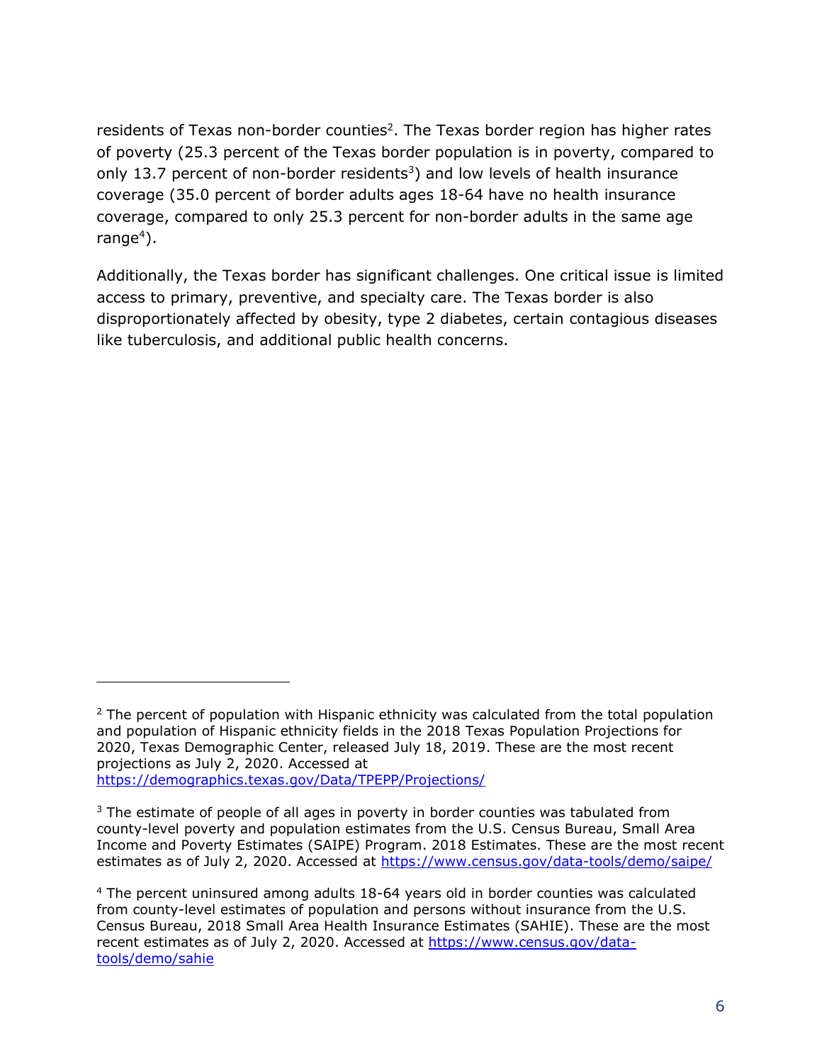residents of Texas non-border counties[2]. The Texas border region has higher rates of poverty (25.3 percent of the Texas border population is in poverty, compared to only 13.7 percent of non-border residents[3]) and low levels of health insurance coverage (35.0 percent of border adults ages 18-64 have no health insurance coverage, compared to only 25.3 percent for non-border adults in the same age range[4]).

Additionally, the Texas border has significant challenges. One critical issue is limited access to primary, preventive, and specialty care. The Texas border is also disproportionately affected by obesity, type 2 diabetes, certain contagious diseases like tuberculosis, and additional public health concerns.

---

[2] The percent of population with Hispanic ethnicity was calculated from the total population and population of Hispanic ethnicity fields in the 2018 Texas Population Projections for 2020, Texas Demographic Center, released July 18, 2019. These are the most recent projections as July 2, 2020. Accessed at https://demographics.texas.gov/Data/TPEPP/Projections/

[3] The estimate of people of all ages in poverty in border counties was tabulated from county-level poverty and population estimates from the U.S. Census Bureau, Small Area Income and Poverty Estimates (SAIPE) Program. 2018 Estimates. These are the most recent estimates as of July 2, 2020. Accessed at https://www.census.gov/data-tools/demo/saipe/

[4] The percent uninsured among adults 18-64 years old in border counties was calculated from county-level estimates of population and persons without insurance from the U.S. Census Bureau, 2018 Small Area Health Insurance Estimates (SAHIE). These are the most recent estimates as of July 2, 2020. Accessed at https://www.census.gov/data-tools/demo/sahie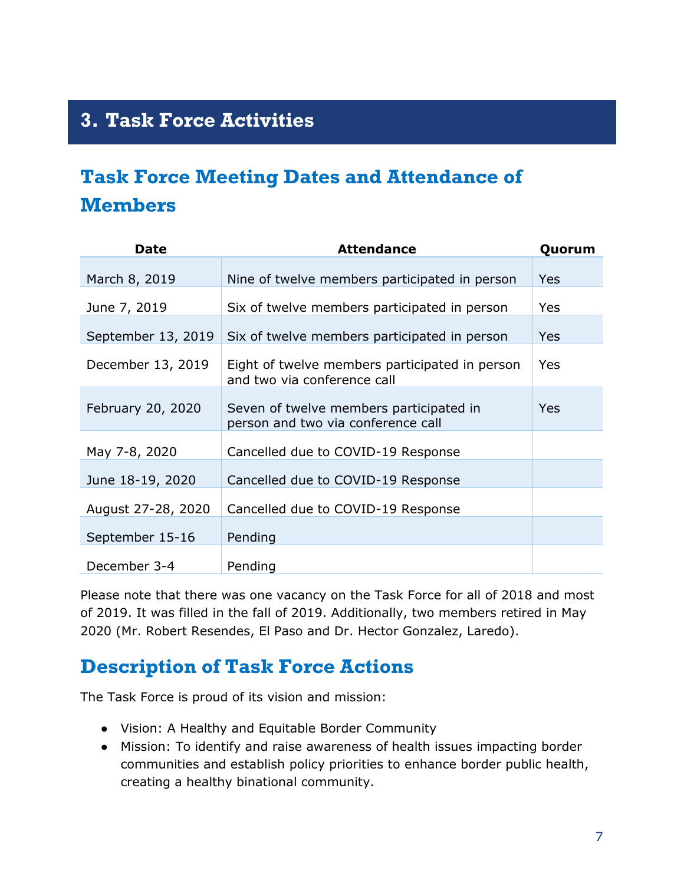# 3. Task Force Activities

## Task Force Meeting Dates and Attendance of Members

| Date | Attendance | Quorum |
|---|---|---|
| March 8, 2019 | Nine of twelve members participated in person | Yes |
| June 7, 2019 | Six of twelve members participated in person | Yes |
| September 13, 2019 | Six of twelve members participated in person | Yes |
| December 13, 2019 | Eight of twelve members participated in person and two via conference call | Yes |
| February 20, 2020 | Seven of twelve members participated in person and two via conference call | Yes |
| May 7-8, 2020 | Cancelled due to COVID-19 Response | |
| June 18-19, 2020 | Cancelled due to COVID-19 Response | |
| August 27-28, 2020 | Cancelled due to COVID-19 Response | |
| September 15-16 | Pending | |
| December 3-4 | Pending | |

Please note that there was one vacancy on the Task Force for all of 2018 and most of 2019. It was filled in the fall of 2019. Additionally, two members retired in May 2020 (Mr. Robert Resendes, El Paso and Dr. Hector Gonzalez, Laredo).

## Description of Task Force Actions

The Task Force is proud of its vision and mission:

- Vision: A Healthy and Equitable Border Community
- Mission: To identify and raise awareness of health issues impacting border communities and establish policy priorities to enhance border public health, creating a healthy binational community.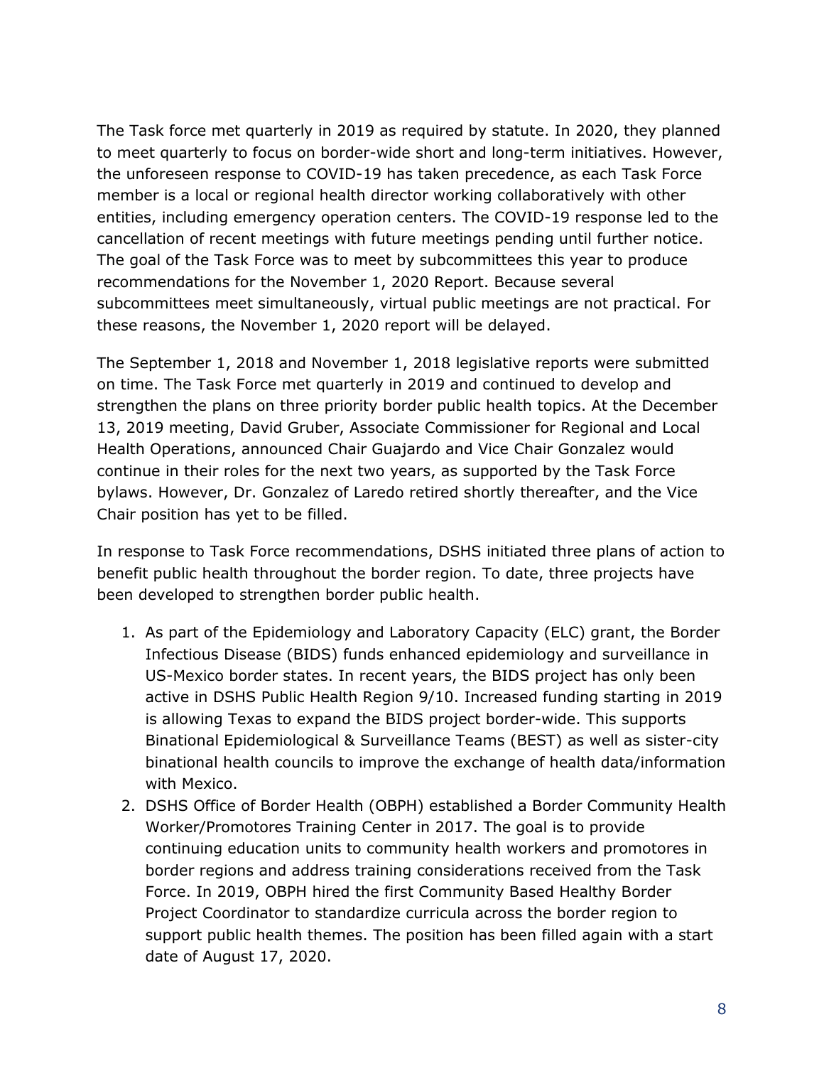The Task force met quarterly in 2019 as required by statute. In 2020, they planned to meet quarterly to focus on border-wide short and long-term initiatives. However, the unforeseen response to COVID-19 has taken precedence, as each Task Force member is a local or regional health director working collaboratively with other entities, including emergency operation centers. The COVID-19 response led to the cancellation of recent meetings with future meetings pending until further notice. The goal of the Task Force was to meet by subcommittees this year to produce recommendations for the November 1, 2020 Report. Because several subcommittees meet simultaneously, virtual public meetings are not practical. For these reasons, the November 1, 2020 report will be delayed.

The September 1, 2018 and November 1, 2018 legislative reports were submitted on time. The Task Force met quarterly in 2019 and continued to develop and strengthen the plans on three priority border public health topics. At the December 13, 2019 meeting, David Gruber, Associate Commissioner for Regional and Local Health Operations, announced Chair Guajardo and Vice Chair Gonzalez would continue in their roles for the next two years, as supported by the Task Force bylaws. However, Dr. Gonzalez of Laredo retired shortly thereafter, and the Vice Chair position has yet to be filled.

In response to Task Force recommendations, DSHS initiated three plans of action to benefit public health throughout the border region. To date, three projects have been developed to strengthen border public health.

1. As part of the Epidemiology and Laboratory Capacity (ELC) grant, the Border Infectious Disease (BIDS) funds enhanced epidemiology and surveillance in US-Mexico border states. In recent years, the BIDS project has only been active in DSHS Public Health Region 9/10. Increased funding starting in 2019 is allowing Texas to expand the BIDS project border-wide. This supports Binational Epidemiological & Surveillance Teams (BEST) as well as sister-city binational health councils to improve the exchange of health data/information with Mexico.
2. DSHS Office of Border Health (OBPH) established a Border Community Health Worker/Promotores Training Center in 2017. The goal is to provide continuing education units to community health workers and promotores in border regions and address training considerations received from the Task Force. In 2019, OBPH hired the first Community Based Healthy Border Project Coordinator to standardize curricula across the border region to support public health themes. The position has been filled again with a start date of August 17, 2020.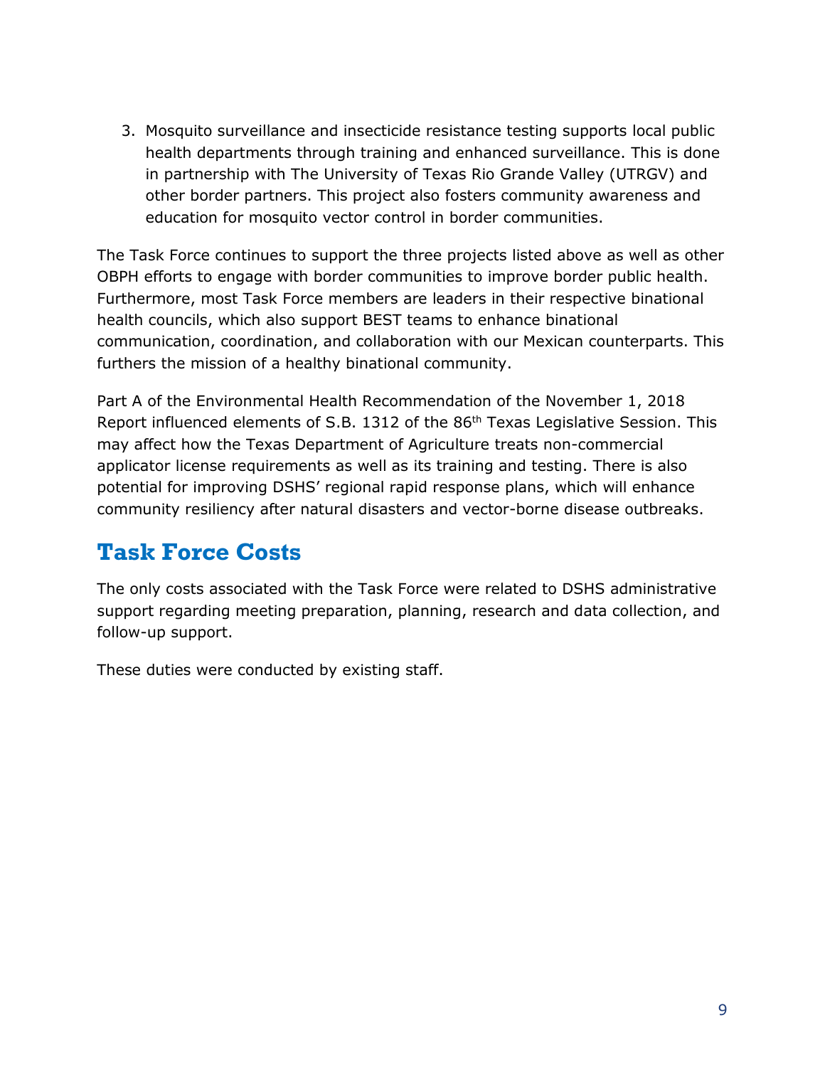3. Mosquito surveillance and insecticide resistance testing supports local public health departments through training and enhanced surveillance. This is done in partnership with The University of Texas Rio Grande Valley (UTRGV) and other border partners. This project also fosters community awareness and education for mosquito vector control in border communities.

The Task Force continues to support the three projects listed above as well as other OBPH efforts to engage with border communities to improve border public health. Furthermore, most Task Force members are leaders in their respective binational health councils, which also support BEST teams to enhance binational communication, coordination, and collaboration with our Mexican counterparts. This furthers the mission of a healthy binational community.

Part A of the Environmental Health Recommendation of the November 1, 2018 Report influenced elements of S.B. 1312 of the 86th Texas Legislative Session. This may affect how the Texas Department of Agriculture treats non-commercial applicator license requirements as well as its training and testing. There is also potential for improving DSHS' regional rapid response plans, which will enhance community resiliency after natural disasters and vector-borne disease outbreaks.

## Task Force Costs

The only costs associated with the Task Force were related to DSHS administrative support regarding meeting preparation, planning, research and data collection, and follow-up support.

These duties were conducted by existing staff.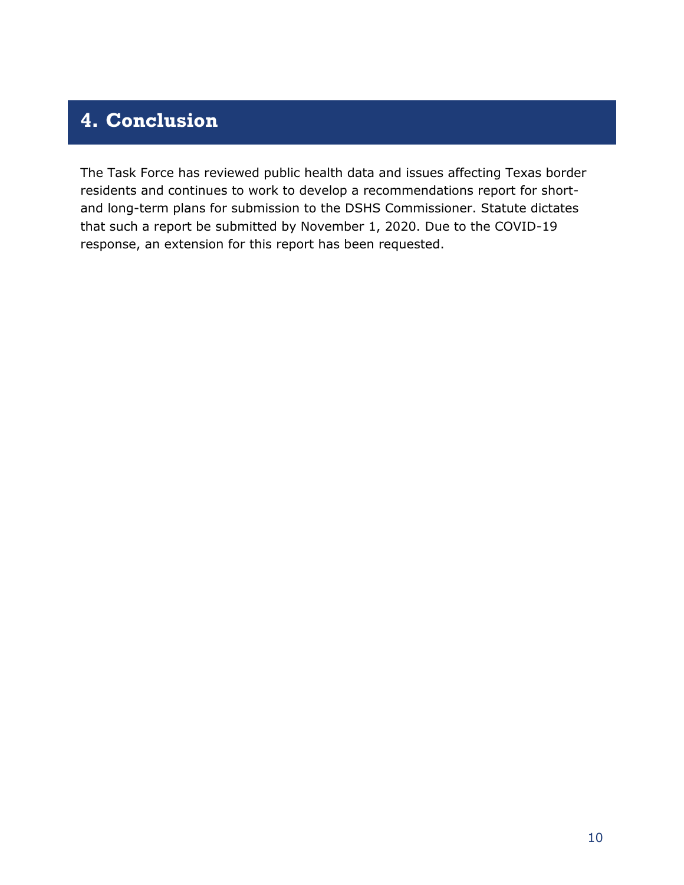# 4. Conclusion

The Task Force has reviewed public health data and issues affecting Texas border residents and continues to work to develop a recommendations report for short- and long-term plans for submission to the DSHS Commissioner. Statute dictates that such a report be submitted by November 1, 2020. Due to the COVID-19 response, an extension for this report has been requested.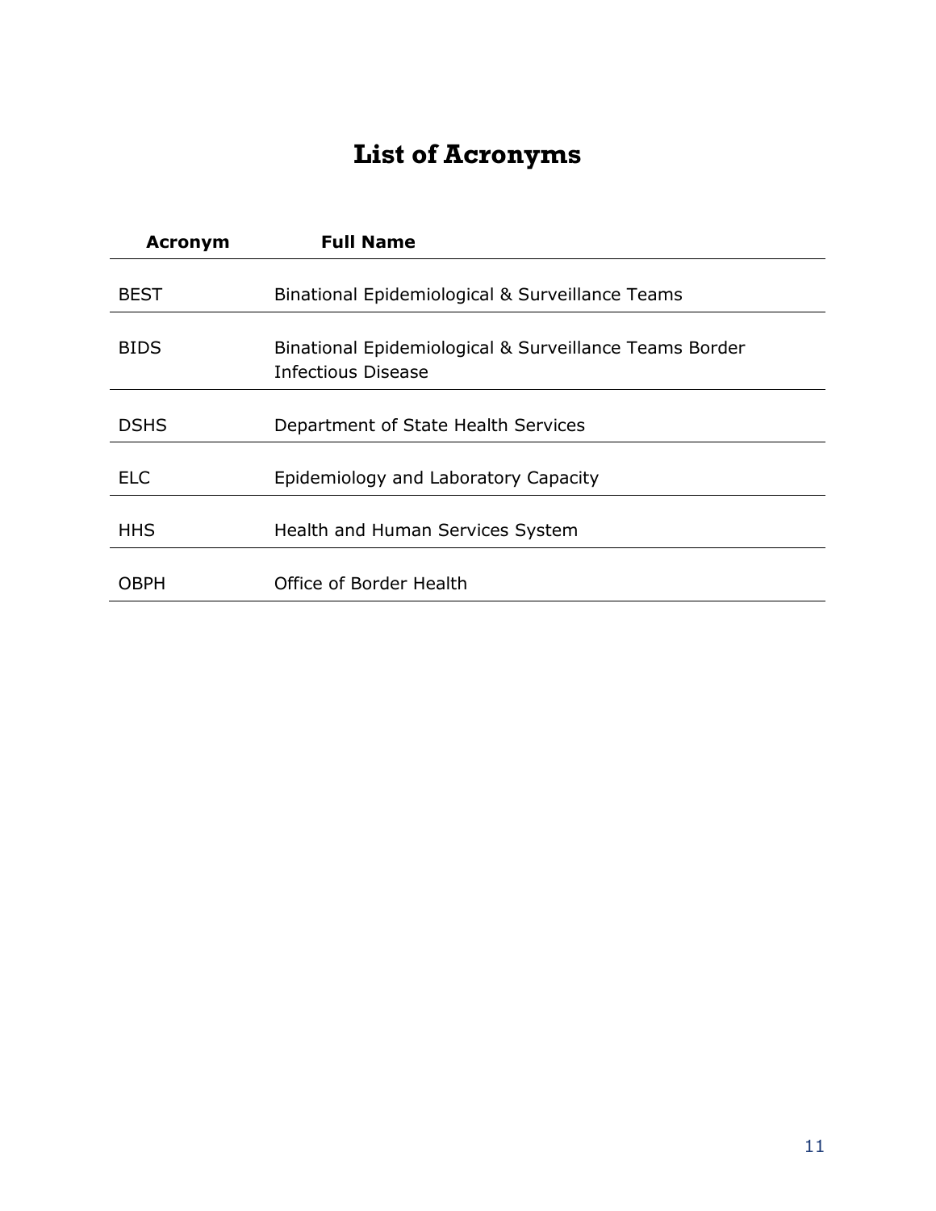# List of Acronyms

| Acronym | Full Name |
|---|---|
| BEST | Binational Epidemiological & Surveillance Teams |
| BIDS | Binational Epidemiological & Surveillance Teams Border Infectious Disease |
| DSHS | Department of State Health Services |
| ELC | Epidemiology and Laboratory Capacity |
| HHS | Health and Human Services System |
| OBPH | Office of Border Health |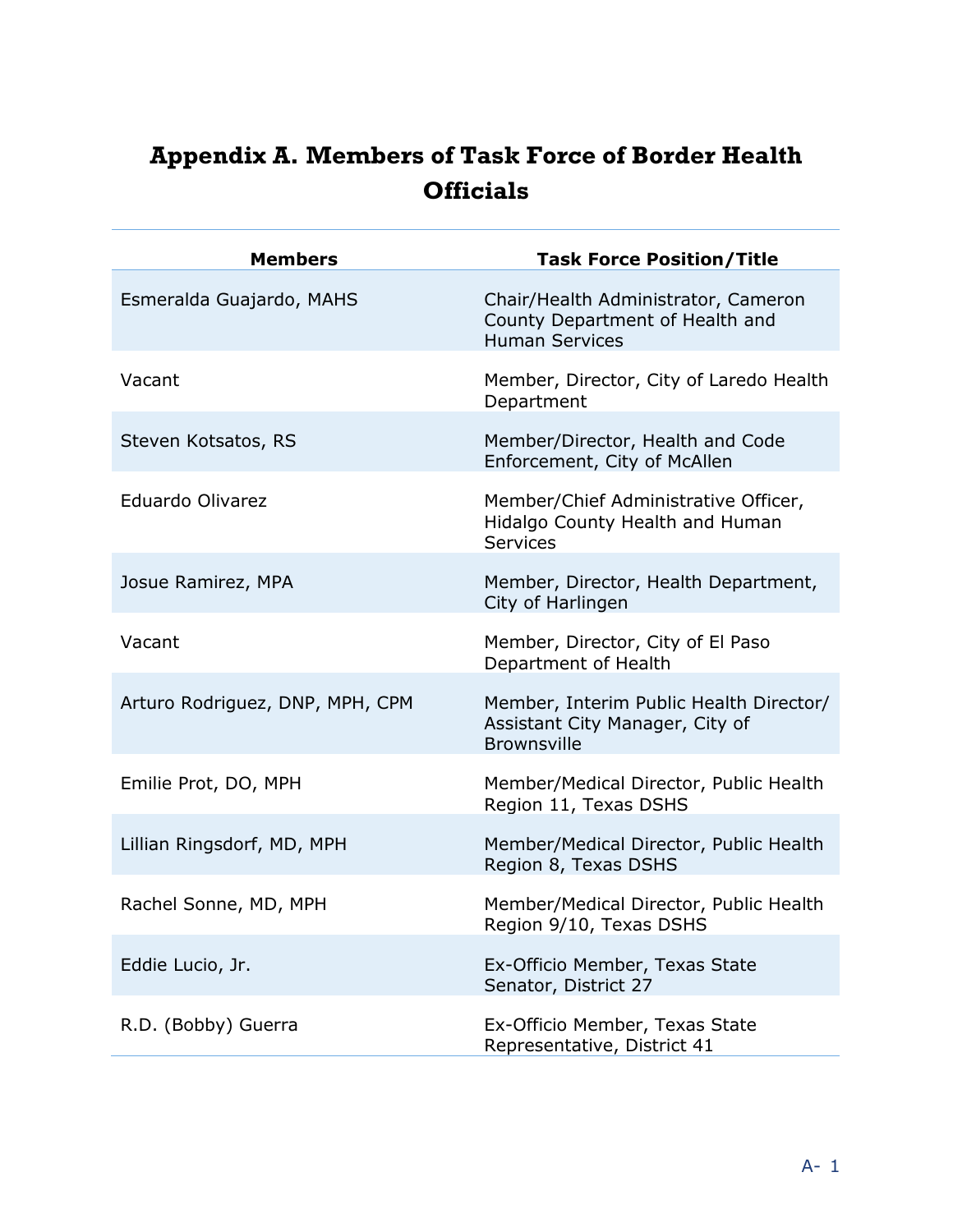# Appendix A. Members of Task Force of Border Health Officials

| Members | Task Force Position/Title |
|---|---|
| Esmeralda Guajardo, MAHS | Chair/Health Administrator, Cameron County Department of Health and Human Services |
| Vacant | Member, Director, City of Laredo Health Department |
| Steven Kotsatos, RS | Member/Director, Health and Code Enforcement, City of McAllen |
| Eduardo Olivarez | Member/Chief Administrative Officer, Hidalgo County Health and Human Services |
| Josue Ramirez, MPA | Member, Director, Health Department, City of Harlingen |
| Vacant | Member, Director, City of El Paso Department of Health |
| Arturo Rodriguez, DNP, MPH, CPM | Member, Interim Public Health Director/ Assistant City Manager, City of Brownsville |
| Emilie Prot, DO, MPH | Member/Medical Director, Public Health Region 11, Texas DSHS |
| Lillian Ringsdorf, MD, MPH | Member/Medical Director, Public Health Region 8, Texas DSHS |
| Rachel Sonne, MD, MPH | Member/Medical Director, Public Health Region 9/10, Texas DSHS |
| Eddie Lucio, Jr. | Ex-Officio Member, Texas State Senator, District 27 |
| R.D. (Bobby) Guerra | Ex-Officio Member, Texas State Representative, District 41 |